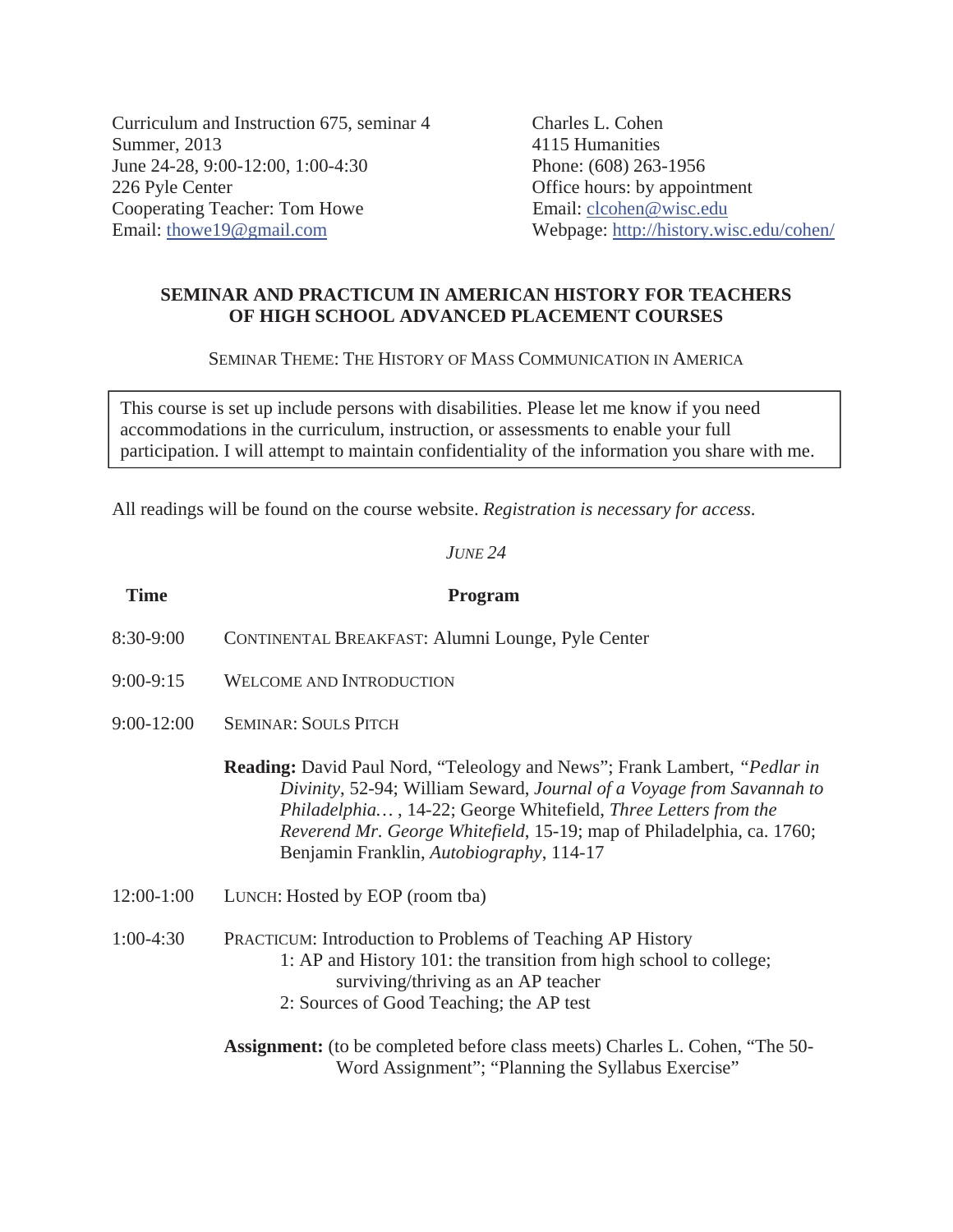Curriculum and Instruction 675, seminar 4
Summer, 2013
June 24-28, 9:00-12:00, 1:00-4:30
226 Pyle Center
Cooperating Teacher: Tom Howe
Email: thowe19@gmail.com

Charles L. Cohen
4115 Humanities
Phone: (608) 263-1956
Office hours: by appointment
Email: clcohen@wisc.edu
Webpage: http://history.wisc.edu/cohen/

## SEMINAR AND PRACTICUM IN AMERICAN HISTORY FOR TEACHERS OF HIGH SCHOOL ADVANCED PLACEMENT COURSES

SEMINAR THEME: THE HISTORY OF MASS COMMUNICATION IN AMERICA

> This course is set up include persons with disabilities. Please let me know if you need accommodations in the curriculum, instruction, or assessments to enable your full participation. I will attempt to maintain confidentiality of the information you share with me.

All readings will be found on the course website. *Registration is necessary for access.*

*JUNE 24*

| Time | Program |
|---|---|
| 8:30-9:00 | CONTINENTAL BREAKFAST: Alumni Lounge, Pyle Center |
| 9:00-9:15 | WELCOME AND INTRODUCTION |
| 9:00-12:00 | SEMINAR: SOULS PITCH |
| | **Reading:** David Paul Nord, "Teleology and News"; Frank Lambert, *"Pedlar in Divinity*, 52-94; William Seward, *Journal of a Voyage from Savannah to Philadelphia…* , 14-22; George Whitefield, *Three Letters from the Reverend Mr. George Whitefield*, 15-19; map of Philadelphia, ca. 1760; Benjamin Franklin, *Autobiography*, 114-17 |
| 12:00-1:00 | LUNCH: Hosted by EOP (room tba) |
| 1:00-4:30 | PRACTICUM: Introduction to Problems of Teaching AP History<br>1: AP and History 101: the transition from high school to college; surviving/thriving as an AP teacher<br>2: Sources of Good Teaching; the AP test |
| | **Assignment:** (to be completed before class meets) Charles L. Cohen, "The 50-Word Assignment"; "Planning the Syllabus Exercise" |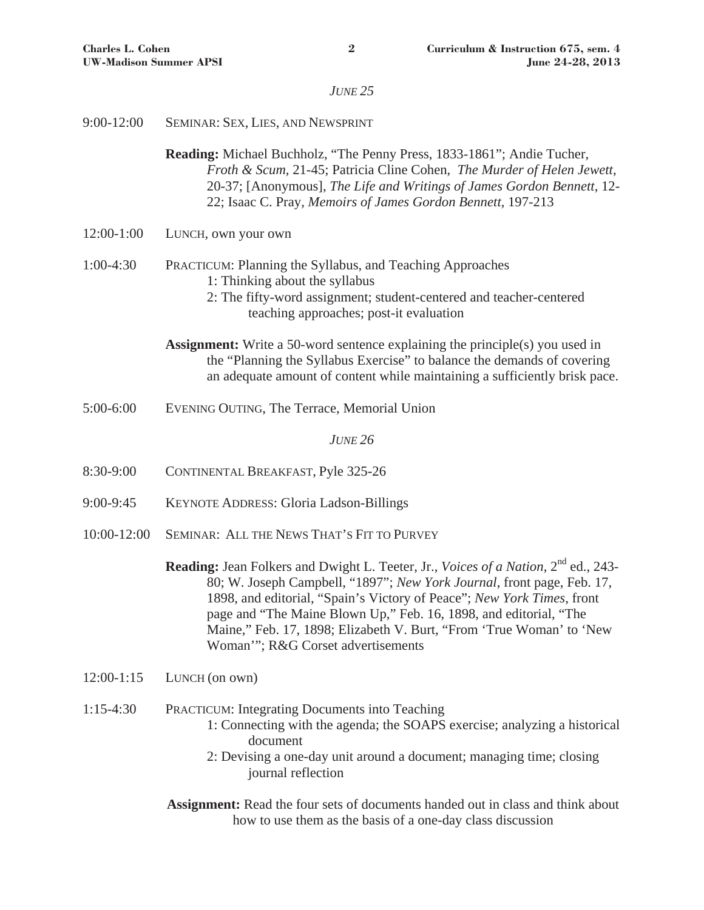### *June 25*

9:00-12:00 SEMINAR: SEX, LIES, AND NEWSPRINT

**Reading:** Michael Buchholz, "The Penny Press, 1833-1861"; Andie Tucher, *Froth & Scum*, 21-45; Patricia Cline Cohen, *The Murder of Helen Jewett*, 20-37; [Anonymous], *The Life and Writings of James Gordon Bennett*, 12-22; Isaac C. Pray, *Memoirs of James Gordon Bennett*, 197-213

12:00-1:00 LUNCH, own your own

1:00-4:30 PRACTICUM: Planning the Syllabus, and Teaching Approaches

1: Thinking about the syllabus

2: The fifty-word assignment; student-centered and teacher-centered teaching approaches; post-it evaluation

**Assignment:** Write a 50-word sentence explaining the principle(s) you used in the "Planning the Syllabus Exercise" to balance the demands of covering an adequate amount of content while maintaining a sufficiently brisk pace.

5:00-6:00 EVENING OUTING, The Terrace, Memorial Union

### *June 26*

8:30-9:00 CONTINENTAL BREAKFAST, Pyle 325-26

9:00-9:45 KEYNOTE ADDRESS: Gloria Ladson-Billings

10:00-12:00 SEMINAR: ALL THE NEWS THAT'S FIT TO PURVEY

**Reading:** Jean Folkers and Dwight L. Teeter, Jr., *Voices of a Nation*, 2nd ed., 243-80; W. Joseph Campbell, "1897"; *New York Journal*, front page, Feb. 17, 1898, and editorial, "Spain's Victory of Peace"; *New York Times*, front page and "The Maine Blown Up," Feb. 16, 1898, and editorial, "The Maine," Feb. 17, 1898; Elizabeth V. Burt, "From 'True Woman' to 'New Woman'"; R&G Corset advertisements

12:00-1:15 LUNCH (on own)

1:15-4:30 PRACTICUM: Integrating Documents into Teaching

1: Connecting with the agenda; the SOAPS exercise; analyzing a historical document

2: Devising a one-day unit around a document; managing time; closing journal reflection

**Assignment:** Read the four sets of documents handed out in class and think about how to use them as the basis of a one-day class discussion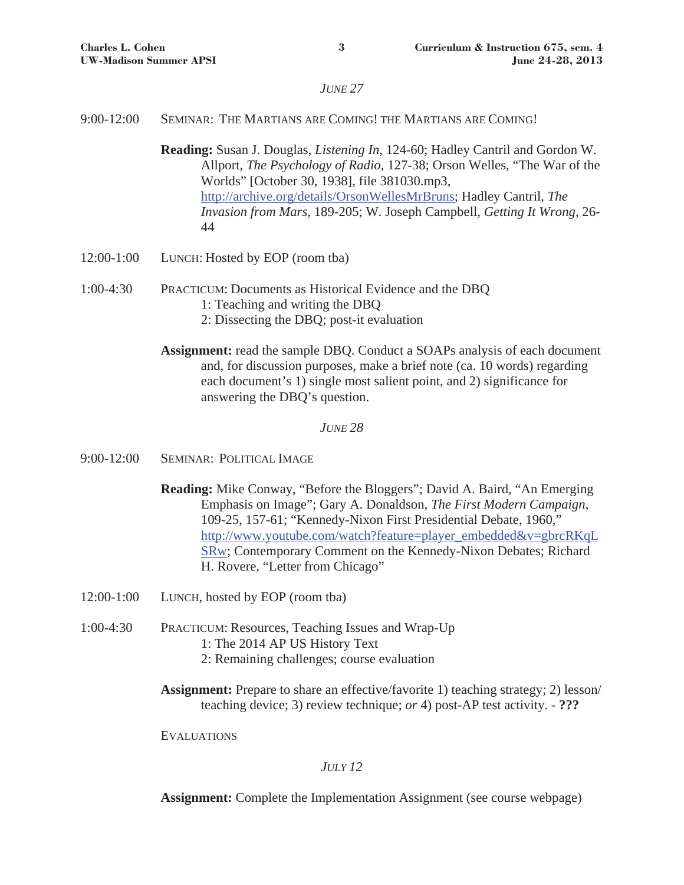*June 27*

9:00-12:00 SEMINAR: THE MARTIANS ARE COMING! THE MARTIANS ARE COMING!

**Reading:** Susan J. Douglas, *Listening In*, 124-60; Hadley Cantril and Gordon W. Allport, *The Psychology of Radio*, 127-38; Orson Welles, "The War of the Worlds" [October 30, 1938], file 381030.mp3, http://archive.org/details/OrsonWellesMrBruns; Hadley Cantril, *The Invasion from Mars*, 189-205; W. Joseph Campbell, *Getting It Wrong*, 26-44

12:00-1:00 LUNCH: Hosted by EOP (room tba)

1:00-4:30 PRACTICUM: Documents as Historical Evidence and the DBQ

1: Teaching and writing the DBQ
2: Dissecting the DBQ; post-it evaluation

**Assignment:** read the sample DBQ. Conduct a SOAPs analysis of each document and, for discussion purposes, make a brief note (ca. 10 words) regarding each document's 1) single most salient point, and 2) significance for answering the DBQ's question.

*June 28*

9:00-12:00 SEMINAR: POLITICAL IMAGE

**Reading:** Mike Conway, "Before the Bloggers"; David A. Baird, "An Emerging Emphasis on Image"; Gary A. Donaldson, *The First Modern Campaign*, 109-25, 157-61; "Kennedy-Nixon First Presidential Debate, 1960," http://www.youtube.com/watch?feature=player_embedded&v=gbrcRKqLSRw; Contemporary Comment on the Kennedy-Nixon Debates; Richard H. Rovere, "Letter from Chicago"

12:00-1:00 LUNCH, hosted by EOP (room tba)

1:00-4:30 PRACTICUM: Resources, Teaching Issues and Wrap-Up

1: The 2014 AP US History Text
2: Remaining challenges; course evaluation

**Assignment:** Prepare to share an effective/favorite 1) teaching strategy; 2) lesson/ teaching device; 3) review technique; *or* 4) post-AP test activity. - **???**

EVALUATIONS

*July 12*

**Assignment:** Complete the Implementation Assignment (see course webpage)